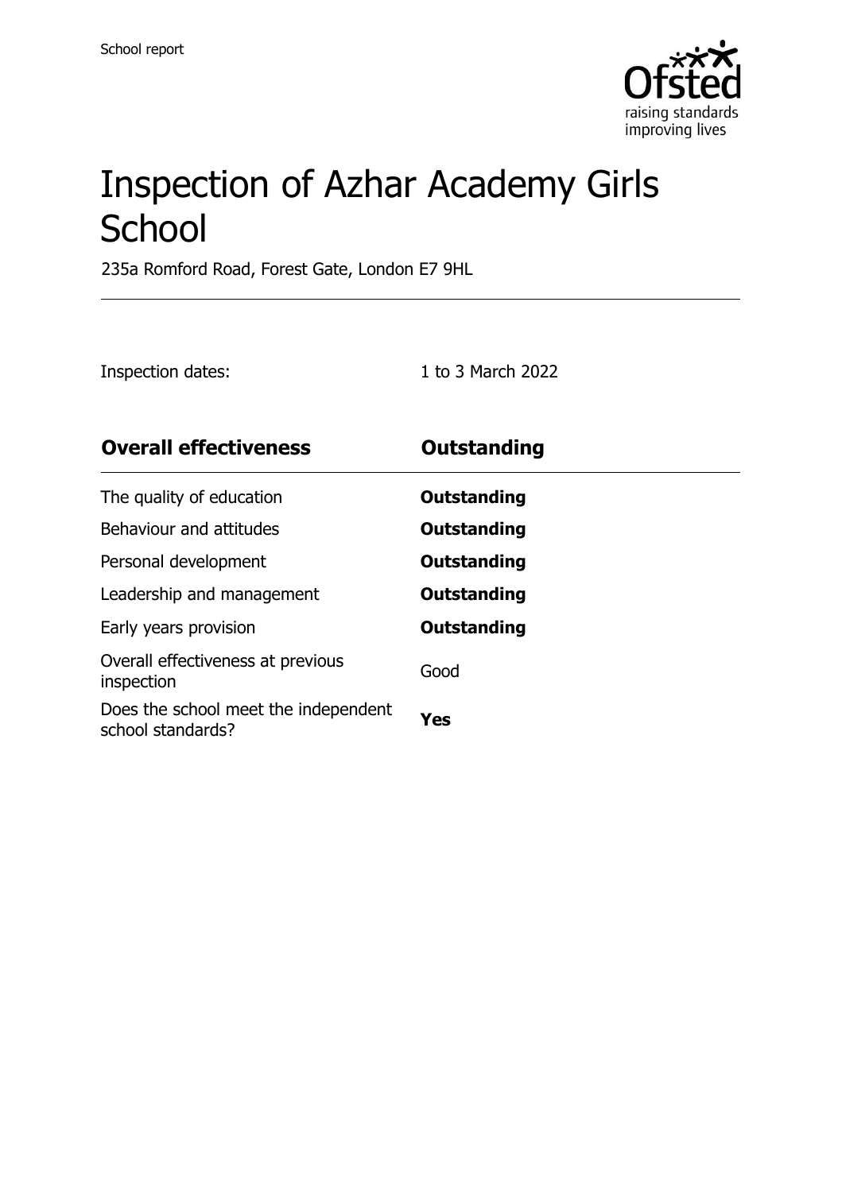School report

# Inspection of Azhar Academy Girls School

235a Romford Road, Forest Gate, London E7 9HL

Inspection dates: 1 to 3 March 2022

| **Overall effectiveness** | **Outstanding** |
| --- | --- |
| The quality of education | **Outstanding** |
| Behaviour and attitudes | **Outstanding** |
| Personal development | **Outstanding** |
| Leadership and management | **Outstanding** |
| Early years provision | **Outstanding** |
| Overall effectiveness at previous inspection | Good |
| Does the school meet the independent school standards? | **Yes** |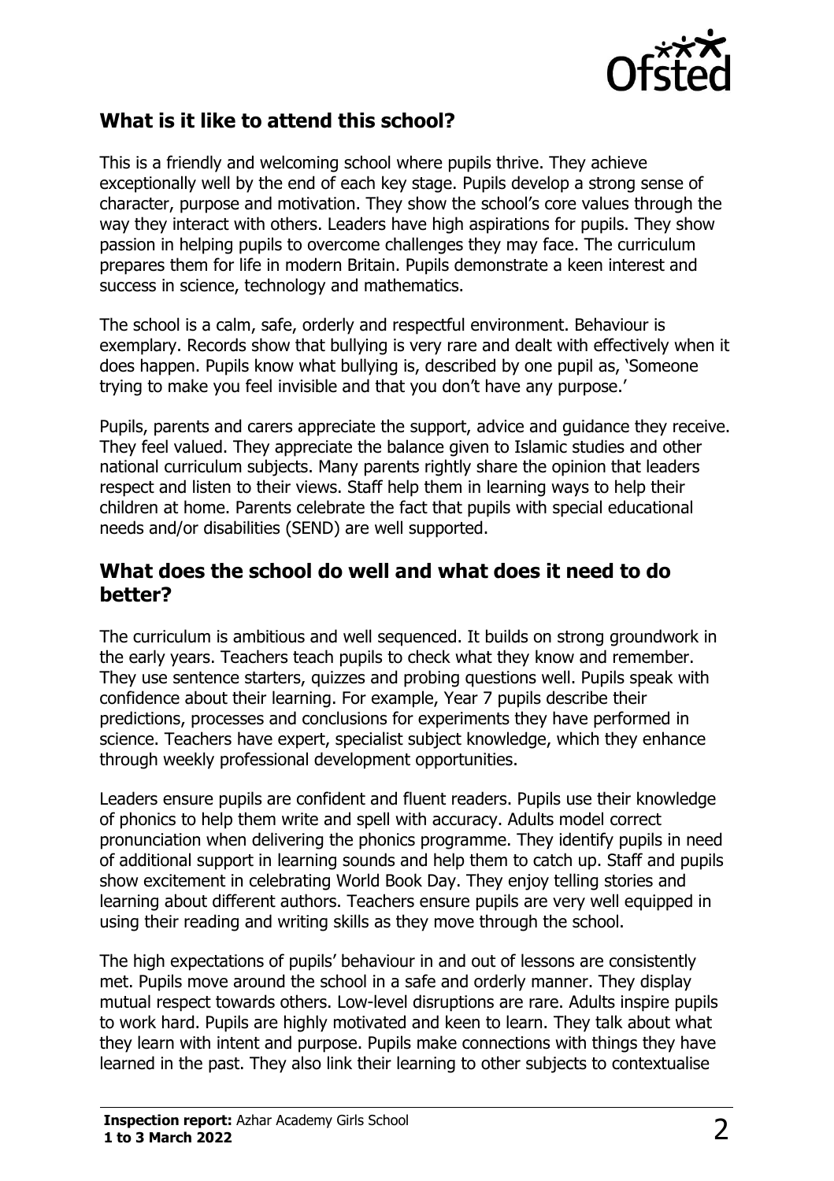## What is it like to attend this school?

This is a friendly and welcoming school where pupils thrive. They achieve exceptionally well by the end of each key stage. Pupils develop a strong sense of character, purpose and motivation. They show the school's core values through the way they interact with others. Leaders have high aspirations for pupils. They show passion in helping pupils to overcome challenges they may face. The curriculum prepares them for life in modern Britain. Pupils demonstrate a keen interest and success in science, technology and mathematics.

The school is a calm, safe, orderly and respectful environment. Behaviour is exemplary. Records show that bullying is very rare and dealt with effectively when it does happen. Pupils know what bullying is, described by one pupil as, 'Someone trying to make you feel invisible and that you don't have any purpose.'

Pupils, parents and carers appreciate the support, advice and guidance they receive. They feel valued. They appreciate the balance given to Islamic studies and other national curriculum subjects. Many parents rightly share the opinion that leaders respect and listen to their views. Staff help them in learning ways to help their children at home. Parents celebrate the fact that pupils with special educational needs and/or disabilities (SEND) are well supported.

## What does the school do well and what does it need to do better?

The curriculum is ambitious and well sequenced. It builds on strong groundwork in the early years. Teachers teach pupils to check what they know and remember. They use sentence starters, quizzes and probing questions well. Pupils speak with confidence about their learning. For example, Year 7 pupils describe their predictions, processes and conclusions for experiments they have performed in science. Teachers have expert, specialist subject knowledge, which they enhance through weekly professional development opportunities.

Leaders ensure pupils are confident and fluent readers. Pupils use their knowledge of phonics to help them write and spell with accuracy. Adults model correct pronunciation when delivering the phonics programme. They identify pupils in need of additional support in learning sounds and help them to catch up. Staff and pupils show excitement in celebrating World Book Day. They enjoy telling stories and learning about different authors. Teachers ensure pupils are very well equipped in using their reading and writing skills as they move through the school.

The high expectations of pupils' behaviour in and out of lessons are consistently met. Pupils move around the school in a safe and orderly manner. They display mutual respect towards others. Low-level disruptions are rare. Adults inspire pupils to work hard. Pupils are highly motivated and keen to learn. They talk about what they learn with intent and purpose. Pupils make connections with things they have learned in the past. They also link their learning to other subjects to contextualise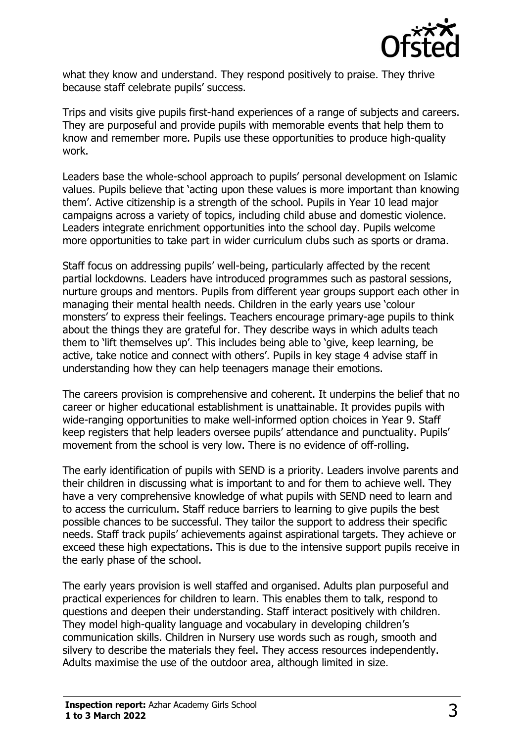what they know and understand. They respond positively to praise. They thrive because staff celebrate pupils' success.

Trips and visits give pupils first-hand experiences of a range of subjects and careers. They are purposeful and provide pupils with memorable events that help them to know and remember more. Pupils use these opportunities to produce high-quality work.

Leaders base the whole-school approach to pupils' personal development on Islamic values. Pupils believe that 'acting upon these values is more important than knowing them'. Active citizenship is a strength of the school. Pupils in Year 10 lead major campaigns across a variety of topics, including child abuse and domestic violence. Leaders integrate enrichment opportunities into the school day. Pupils welcome more opportunities to take part in wider curriculum clubs such as sports or drama.

Staff focus on addressing pupils' well-being, particularly affected by the recent partial lockdowns. Leaders have introduced programmes such as pastoral sessions, nurture groups and mentors. Pupils from different year groups support each other in managing their mental health needs. Children in the early years use 'colour monsters' to express their feelings. Teachers encourage primary-age pupils to think about the things they are grateful for. They describe ways in which adults teach them to 'lift themselves up'. This includes being able to 'give, keep learning, be active, take notice and connect with others'. Pupils in key stage 4 advise staff in understanding how they can help teenagers manage their emotions.

The careers provision is comprehensive and coherent. It underpins the belief that no career or higher educational establishment is unattainable. It provides pupils with wide-ranging opportunities to make well-informed option choices in Year 9. Staff keep registers that help leaders oversee pupils' attendance and punctuality. Pupils' movement from the school is very low. There is no evidence of off-rolling.

The early identification of pupils with SEND is a priority. Leaders involve parents and their children in discussing what is important to and for them to achieve well. They have a very comprehensive knowledge of what pupils with SEND need to learn and to access the curriculum. Staff reduce barriers to learning to give pupils the best possible chances to be successful. They tailor the support to address their specific needs. Staff track pupils' achievements against aspirational targets. They achieve or exceed these high expectations. This is due to the intensive support pupils receive in the early phase of the school.

The early years provision is well staffed and organised. Adults plan purposeful and practical experiences for children to learn. This enables them to talk, respond to questions and deepen their understanding. Staff interact positively with children. They model high-quality language and vocabulary in developing children's communication skills. Children in Nursery use words such as rough, smooth and silvery to describe the materials they feel. They access resources independently. Adults maximise the use of the outdoor area, although limited in size.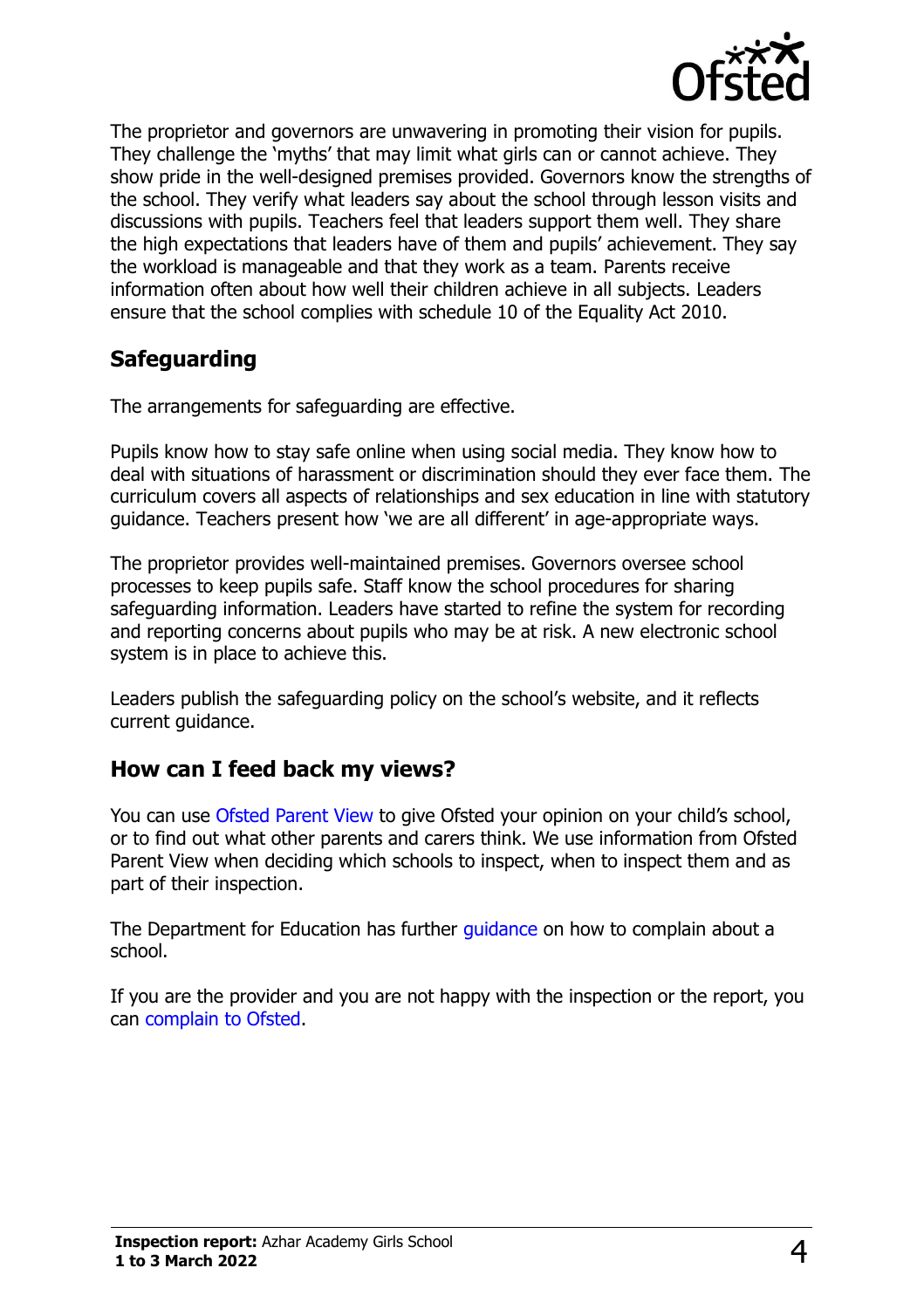The proprietor and governors are unwavering in promoting their vision for pupils. They challenge the 'myths' that may limit what girls can or cannot achieve. They show pride in the well-designed premises provided. Governors know the strengths of the school. They verify what leaders say about the school through lesson visits and discussions with pupils. Teachers feel that leaders support them well. They share the high expectations that leaders have of them and pupils' achievement. They say the workload is manageable and that they work as a team. Parents receive information often about how well their children achieve in all subjects. Leaders ensure that the school complies with schedule 10 of the Equality Act 2010.

## Safeguarding

The arrangements for safeguarding are effective.

Pupils know how to stay safe online when using social media. They know how to deal with situations of harassment or discrimination should they ever face them. The curriculum covers all aspects of relationships and sex education in line with statutory guidance. Teachers present how 'we are all different' in age-appropriate ways.

The proprietor provides well-maintained premises. Governors oversee school processes to keep pupils safe. Staff know the school procedures for sharing safeguarding information. Leaders have started to refine the system for recording and reporting concerns about pupils who may be at risk. A new electronic school system is in place to achieve this.

Leaders publish the safeguarding policy on the school's website, and it reflects current guidance.

## How can I feed back my views?

You can use Ofsted Parent View to give Ofsted your opinion on your child's school, or to find out what other parents and carers think. We use information from Ofsted Parent View when deciding which schools to inspect, when to inspect them and as part of their inspection.

The Department for Education has further guidance on how to complain about a school.

If you are the provider and you are not happy with the inspection or the report, you can complain to Ofsted.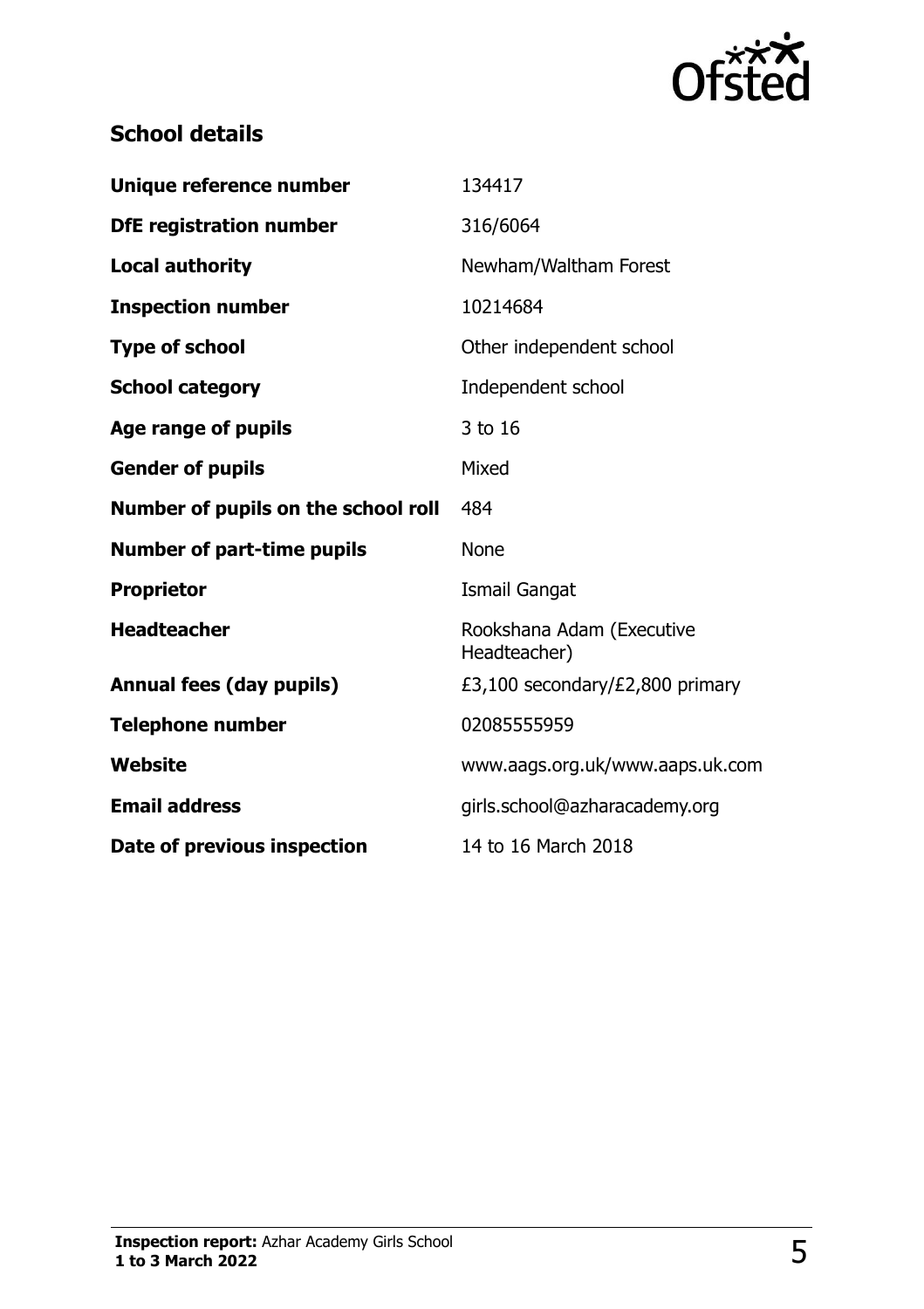## School details

| | |
|---|---|
| **Unique reference number** | 134417 |
| **DfE registration number** | 316/6064 |
| **Local authority** | Newham/Waltham Forest |
| **Inspection number** | 10214684 |
| **Type of school** | Other independent school |
| **School category** | Independent school |
| **Age range of pupils** | 3 to 16 |
| **Gender of pupils** | Mixed |
| **Number of pupils on the school roll** | 484 |
| **Number of part-time pupils** | None |
| **Proprietor** | Ismail Gangat |
| **Headteacher** | Rookshana Adam (Executive Headteacher) |
| **Annual fees (day pupils)** | £3,100 secondary/£2,800 primary |
| **Telephone number** | 02085555959 |
| **Website** | www.aags.org.uk/www.aaps.uk.com |
| **Email address** | girls.school@azharacademy.org |
| **Date of previous inspection** | 14 to 16 March 2018 |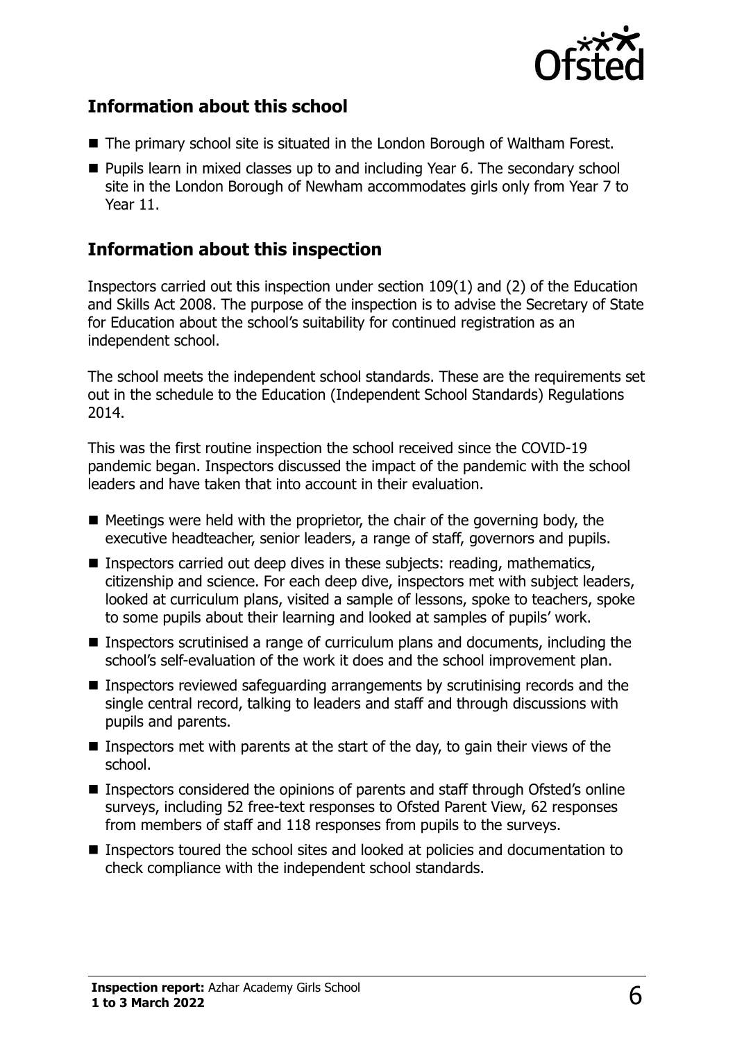## Information about this school

- The primary school site is situated in the London Borough of Waltham Forest.
- Pupils learn in mixed classes up to and including Year 6. The secondary school site in the London Borough of Newham accommodates girls only from Year 7 to Year 11.

## Information about this inspection

Inspectors carried out this inspection under section 109(1) and (2) of the Education and Skills Act 2008. The purpose of the inspection is to advise the Secretary of State for Education about the school's suitability for continued registration as an independent school.

The school meets the independent school standards. These are the requirements set out in the schedule to the Education (Independent School Standards) Regulations 2014.

This was the first routine inspection the school received since the COVID-19 pandemic began. Inspectors discussed the impact of the pandemic with the school leaders and have taken that into account in their evaluation.

- Meetings were held with the proprietor, the chair of the governing body, the executive headteacher, senior leaders, a range of staff, governors and pupils.
- Inspectors carried out deep dives in these subjects: reading, mathematics, citizenship and science. For each deep dive, inspectors met with subject leaders, looked at curriculum plans, visited a sample of lessons, spoke to teachers, spoke to some pupils about their learning and looked at samples of pupils' work.
- Inspectors scrutinised a range of curriculum plans and documents, including the school's self-evaluation of the work it does and the school improvement plan.
- Inspectors reviewed safeguarding arrangements by scrutinising records and the single central record, talking to leaders and staff and through discussions with pupils and parents.
- Inspectors met with parents at the start of the day, to gain their views of the school.
- Inspectors considered the opinions of parents and staff through Ofsted's online surveys, including 52 free-text responses to Ofsted Parent View, 62 responses from members of staff and 118 responses from pupils to the surveys.
- Inspectors toured the school sites and looked at policies and documentation to check compliance with the independent school standards.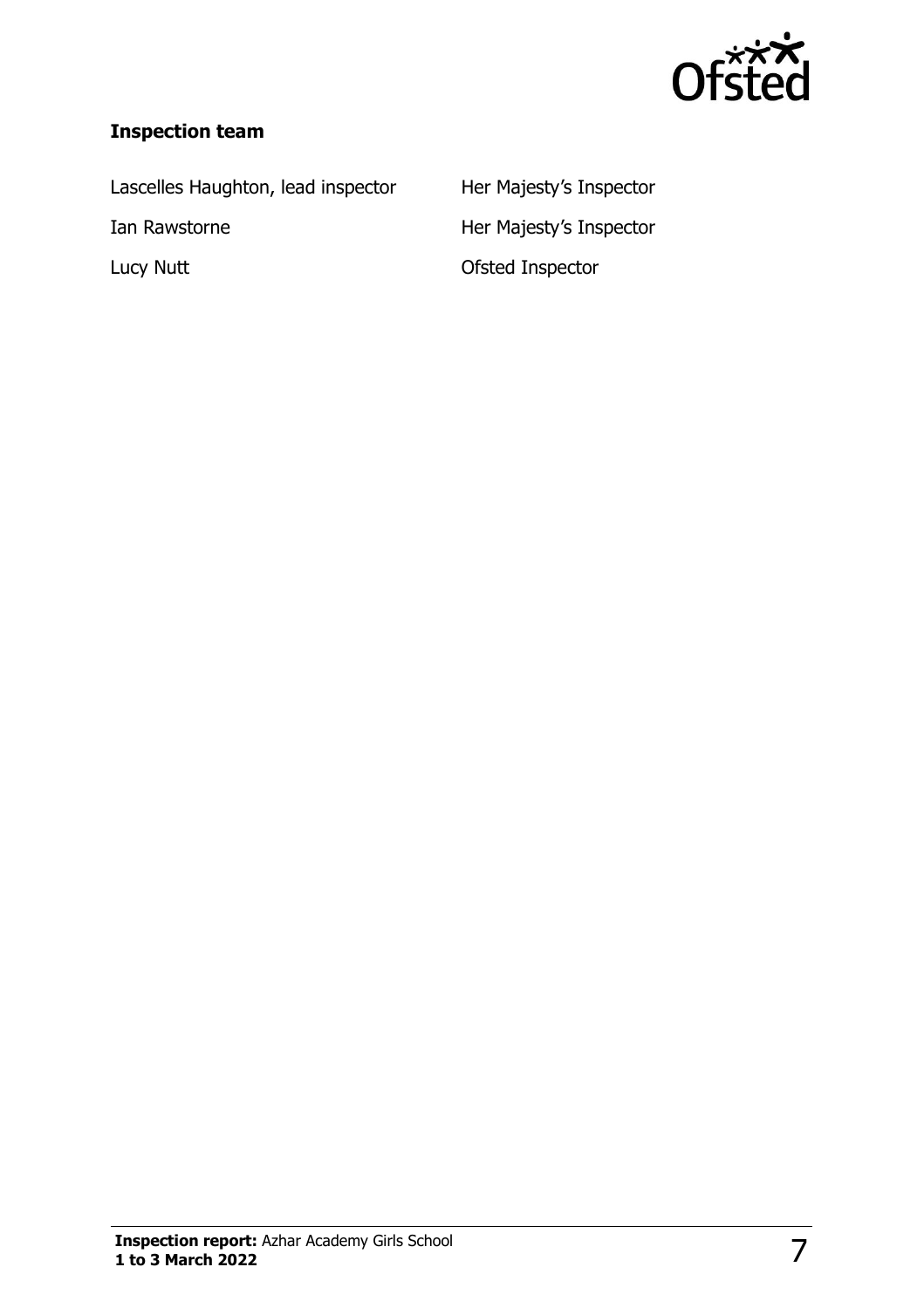**Inspection team**

| | |
|---|---|
| Lascelles Haughton, lead inspector | Her Majesty's Inspector |
| Ian Rawstorne | Her Majesty's Inspector |
| Lucy Nutt | Ofsted Inspector |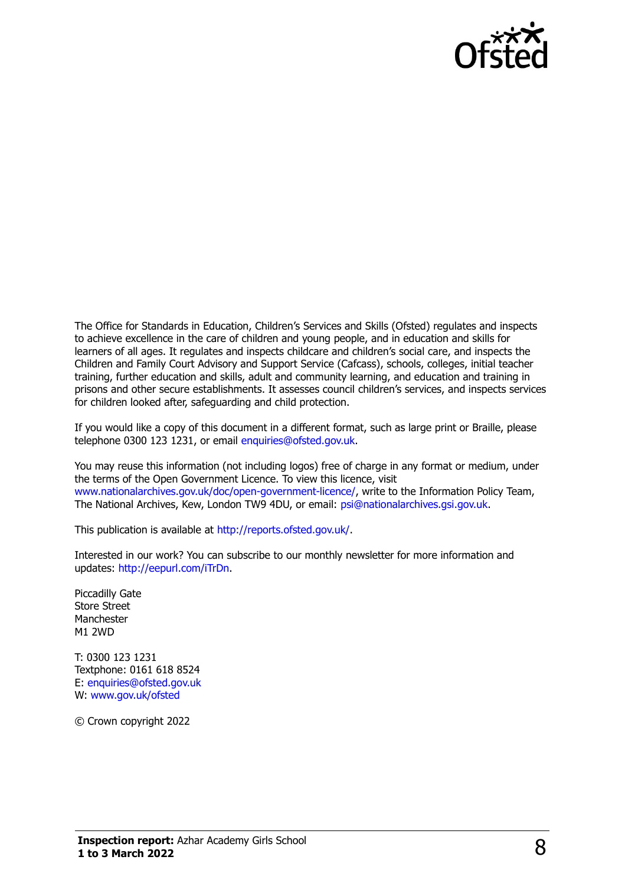The Office for Standards in Education, Children's Services and Skills (Ofsted) regulates and inspects to achieve excellence in the care of children and young people, and in education and skills for learners of all ages. It regulates and inspects childcare and children's social care, and inspects the Children and Family Court Advisory and Support Service (Cafcass), schools, colleges, initial teacher training, further education and skills, adult and community learning, and education and training in prisons and other secure establishments. It assesses council children's services, and inspects services for children looked after, safeguarding and child protection.

If you would like a copy of this document in a different format, such as large print or Braille, please telephone 0300 123 1231, or email enquiries@ofsted.gov.uk.

You may reuse this information (not including logos) free of charge in any format or medium, under the terms of the Open Government Licence. To view this licence, visit www.nationalarchives.gov.uk/doc/open-government-licence/, write to the Information Policy Team, The National Archives, Kew, London TW9 4DU, or email: psi@nationalarchives.gsi.gov.uk.

This publication is available at http://reports.ofsted.gov.uk/.

Interested in our work? You can subscribe to our monthly newsletter for more information and updates: http://eepurl.com/iTrDn.

Piccadilly Gate
Store Street
Manchester
M1 2WD

T: 0300 123 1231
Textphone: 0161 618 8524
E: enquiries@ofsted.gov.uk
W: www.gov.uk/ofsted

© Crown copyright 2022